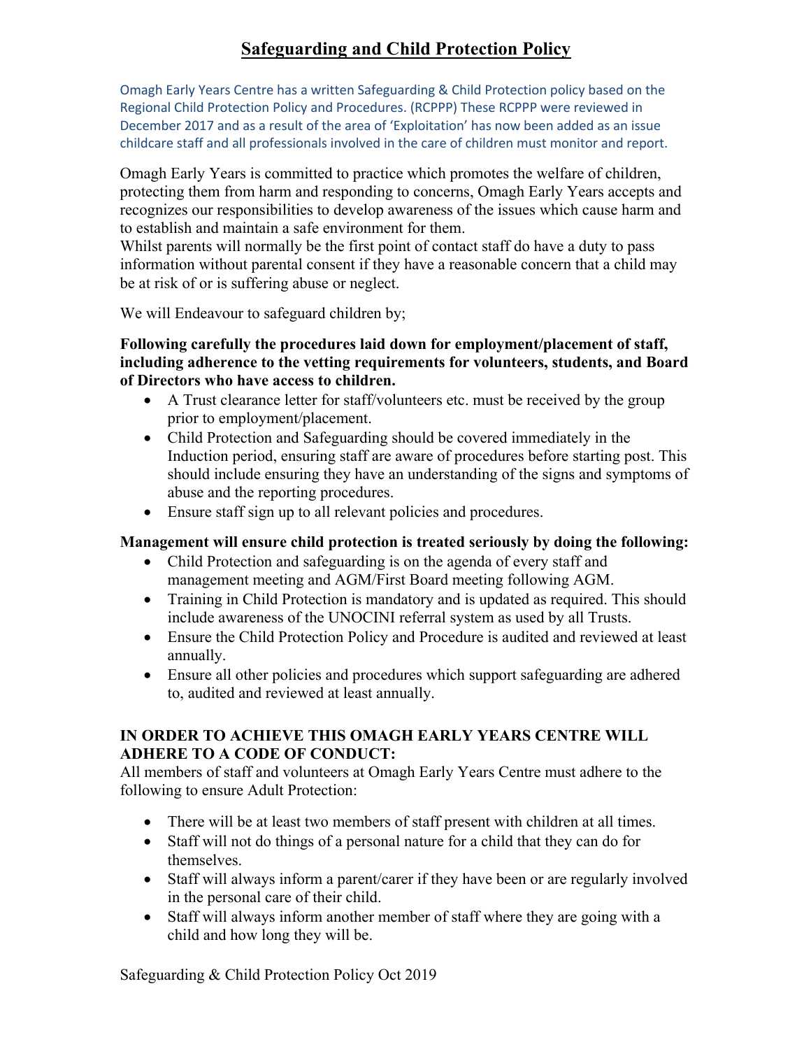# Safeguarding and Child Protection Policy

Omagh Early Years Centre has a written Safeguarding & Child Protection policy based on the Regional Child Protection Policy and Procedures. (RCPPP) These RCPPP were reviewed in December 2017 and as a result of the area of 'Exploitation' has now been added as an issue childcare staff and all professionals involved in the care of children must monitor and report.

Omagh Early Years is committed to practice which promotes the welfare of children, protecting them from harm and responding to concerns, Omagh Early Years accepts and recognizes our responsibilities to develop awareness of the issues which cause harm and to establish and maintain a safe environment for them.
Whilst parents will normally be the first point of contact staff do have a duty to pass information without parental consent if they have a reasonable concern that a child may be at risk of or is suffering abuse or neglect.

We will Endeavour to safeguard children by;

**Following carefully the procedures laid down for employment/placement of staff, including adherence to the vetting requirements for volunteers, students, and Board of Directors who have access to children.**

- A Trust clearance letter for staff/volunteers etc. must be received by the group prior to employment/placement.
- Child Protection and Safeguarding should be covered immediately in the Induction period, ensuring staff are aware of procedures before starting post. This should include ensuring they have an understanding of the signs and symptoms of abuse and the reporting procedures.
- Ensure staff sign up to all relevant policies and procedures.

**Management will ensure child protection is treated seriously by doing the following:**

- Child Protection and safeguarding is on the agenda of every staff and management meeting and AGM/First Board meeting following AGM.
- Training in Child Protection is mandatory and is updated as required. This should include awareness of the UNOCINI referral system as used by all Trusts.
- Ensure the Child Protection Policy and Procedure is audited and reviewed at least annually.
- Ensure all other policies and procedures which support safeguarding are adhered to, audited and reviewed at least annually.

**IN ORDER TO ACHIEVE THIS OMAGH EARLY YEARS CENTRE WILL ADHERE TO A CODE OF CONDUCT:**
All members of staff and volunteers at Omagh Early Years Centre must adhere to the following to ensure Adult Protection:

- There will be at least two members of staff present with children at all times.
- Staff will not do things of a personal nature for a child that they can do for themselves.
- Staff will always inform a parent/carer if they have been or are regularly involved in the personal care of their child.
- Staff will always inform another member of staff where they are going with a child and how long they will be.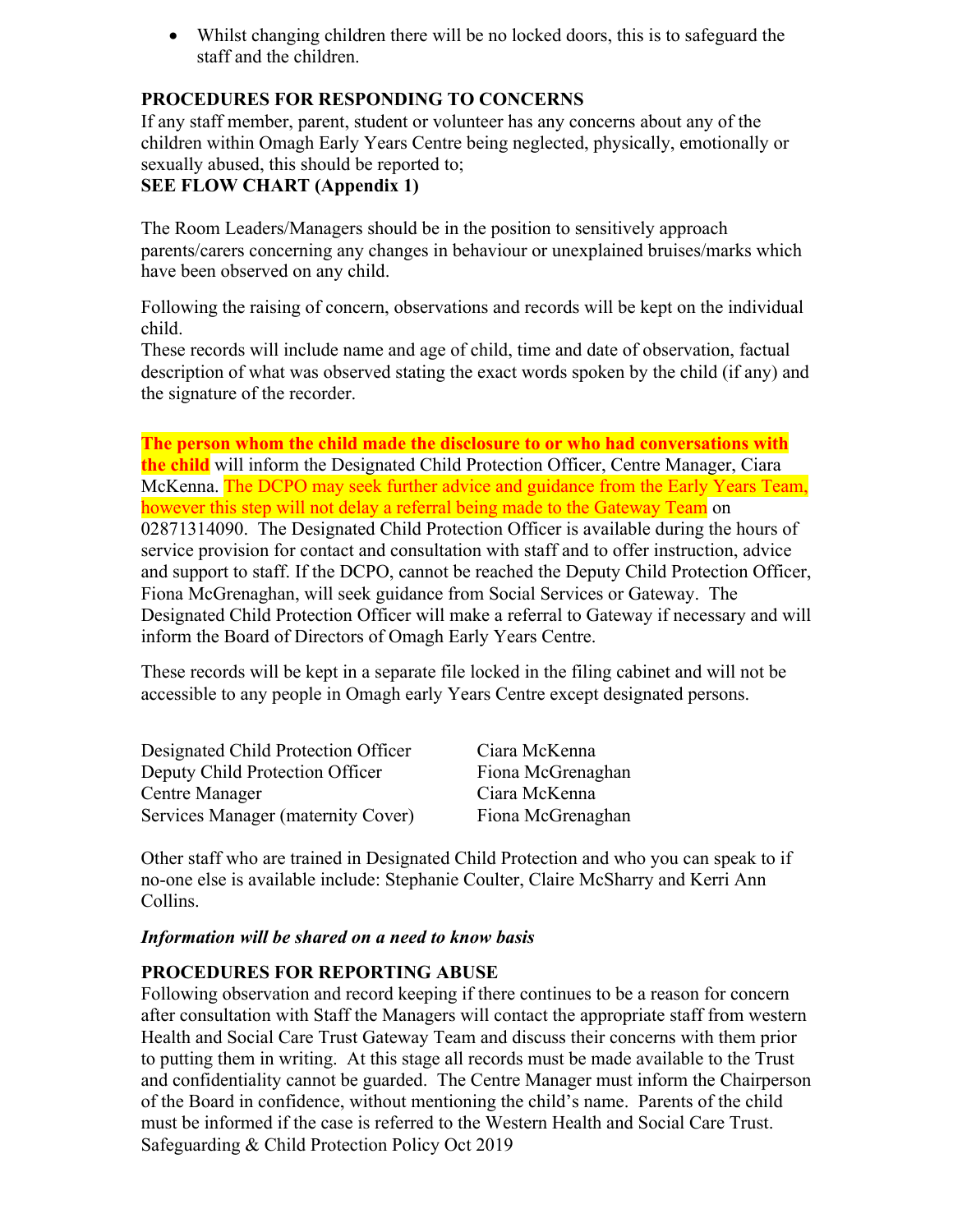- Whilst changing children there will be no locked doors, this is to safeguard the staff and the children.

**PROCEDURES FOR RESPONDING TO CONCERNS**

If any staff member, parent, student or volunteer has any concerns about any of the children within Omagh Early Years Centre being neglected, physically, emotionally or sexually abused, this should be reported to;

**SEE FLOW CHART (Appendix 1)**

The Room Leaders/Managers should be in the position to sensitively approach parents/carers concerning any changes in behaviour or unexplained bruises/marks which have been observed on any child.

Following the raising of concern, observations and records will be kept on the individual child.

These records will include name and age of child, time and date of observation, factual description of what was observed stating the exact words spoken by the child (if any) and the signature of the recorder.

**The person whom the child made the disclosure to or who had conversations with the child** will inform the Designated Child Protection Officer, Centre Manager, Ciara McKenna. The DCPO may seek further advice and guidance from the Early Years Team, however this step will not delay a referral being made to the Gateway Team on 02871314090. The Designated Child Protection Officer is available during the hours of service provision for contact and consultation with staff and to offer instruction, advice and support to staff. If the DCPO, cannot be reached the Deputy Child Protection Officer, Fiona McGrenaghan, will seek guidance from Social Services or Gateway. The Designated Child Protection Officer will make a referral to Gateway if necessary and will inform the Board of Directors of Omagh Early Years Centre.

These records will be kept in a separate file locked in the filing cabinet and will not be accessible to any people in Omagh early Years Centre except designated persons.

| | |
|---|---|
| Designated Child Protection Officer | Ciara McKenna |
| Deputy Child Protection Officer | Fiona McGrenaghan |
| Centre Manager | Ciara McKenna |
| Services Manager (maternity Cover) | Fiona McGrenaghan |

Other staff who are trained in Designated Child Protection and who you can speak to if no-one else is available include: Stephanie Coulter, Claire McSharry and Kerri Ann Collins.

***Information will be shared on a need to know basis***

**PROCEDURES FOR REPORTING ABUSE**

Following observation and record keeping if there continues to be a reason for concern after consultation with Staff the Managers will contact the appropriate staff from western Health and Social Care Trust Gateway Team and discuss their concerns with them prior to putting them in writing. At this stage all records must be made available to the Trust and confidentiality cannot be guarded. The Centre Manager must inform the Chairperson of the Board in confidence, without mentioning the child's name. Parents of the child must be informed if the case is referred to the Western Health and Social Care Trust.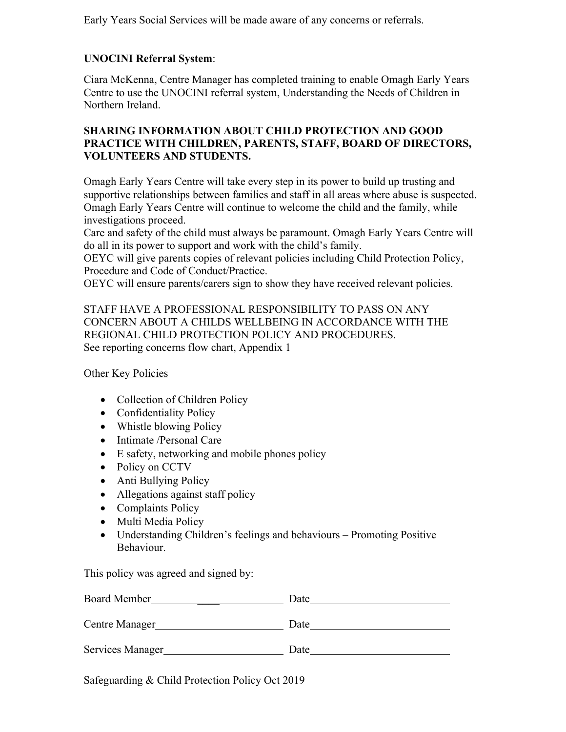Early Years Social Services will be made aware of any concerns or referrals.

**UNOCINI Referral System**:

Ciara McKenna, Centre Manager has completed training to enable Omagh Early Years Centre to use the UNOCINI referral system, Understanding the Needs of Children in Northern Ireland.

**SHARING INFORMATION ABOUT CHILD PROTECTION AND GOOD PRACTICE WITH CHILDREN, PARENTS, STAFF, BOARD OF DIRECTORS, VOLUNTEERS AND STUDENTS.**

Omagh Early Years Centre will take every step in its power to build up trusting and supportive relationships between families and staff in all areas where abuse is suspected. Omagh Early Years Centre will continue to welcome the child and the family, while investigations proceed.
Care and safety of the child must always be paramount. Omagh Early Years Centre will do all in its power to support and work with the child's family.
OEYC will give parents copies of relevant policies including Child Protection Policy, Procedure and Code of Conduct/Practice.
OEYC will ensure parents/carers sign to show they have received relevant policies.

STAFF HAVE A PROFESSIONAL RESPONSIBILITY TO PASS ON ANY CONCERN ABOUT A CHILDS WELLBEING IN ACCORDANCE WITH THE REGIONAL CHILD PROTECTION POLICY AND PROCEDURES.
See reporting concerns flow chart, Appendix 1

<u>Other Key Policies</u>

- Collection of Children Policy
- Confidentiality Policy
- Whistle blowing Policy
- Intimate /Personal Care
- E safety, networking and mobile phones policy
- Policy on CCTV
- Anti Bullying Policy
- Allegations against staff policy
- Complaints Policy
- Multi Media Policy
- Understanding Children's feelings and behaviours – Promoting Positive Behaviour.

This policy was agreed and signed by:

Board Member\_\_\_\_\_\_\_\_\_\_\_\_\_\_\_\_\_\_\_\_\_\_\_\_ Date\_\_\_\_\_\_\_\_\_\_\_\_\_\_\_\_\_\_\_\_\_\_\_\_\_\_

Centre Manager\_\_\_\_\_\_\_\_\_\_\_\_\_\_\_\_\_\_\_\_\_\_\_ Date\_\_\_\_\_\_\_\_\_\_\_\_\_\_\_\_\_\_\_\_\_\_\_\_\_\_

Services Manager\_\_\_\_\_\_\_\_\_\_\_\_\_\_\_\_\_\_\_\_\_ Date\_\_\_\_\_\_\_\_\_\_\_\_\_\_\_\_\_\_\_\_\_\_\_\_\_\_

Safeguarding & Child Protection Policy Oct 2019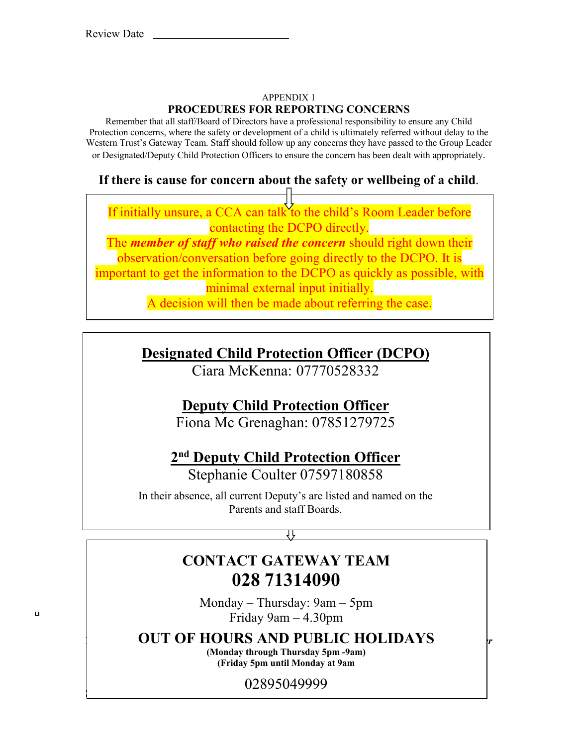Review Date \_\_\_\_\_\_\_\_\_\_\_\_\_\_\_\_\_\_\_\_\_\_\_\_

APPENDIX 1

## PROCEDURES FOR REPORTING CONCERNS

Remember that all staff/Board of Directors have a professional responsibility to ensure any Child Protection concerns, where the safety or development of a child is ultimately referred without delay to the Western Trust's Gateway Team. Staff should follow up any concerns they have passed to the Group Leader or Designated/Deputy Child Protection Officers to ensure the concern has been dealt with appropriately.

**If there is cause for concern about the safety or wellbeing of a child.**

If initially unsure, a CCA can talk to the child's Room Leader before contacting the DCPO directly.
The ***member of staff who raised the concern*** should right down their observation/conversation before going directly to the DCPO. It is important to get the information to the DCPO as quickly as possible, with minimal external input initially.
A decision will then be made about referring the case.

**Designated Child Protection Officer (DCPO)**
Ciara McKenna: 07770528332

**Deputy Child Protection Officer**
Fiona Mc Grenaghan: 07851279725

**2nd Deputy Child Protection Officer**
Stephanie Coulter 07597180858

In their absence, all current Deputy's are listed and named on the Parents and staff Boards.

## CONTACT GATEWAY TEAM
## 028 71314090

Monday – Thursday: 9am – 5pm
Friday 9am – 4.30pm

## OUT OF HOURS AND PUBLIC HOLIDAYS

**(Monday through Thursday 5pm -9am)**
**(Friday 5pm until Monday at 9am**

02895049999